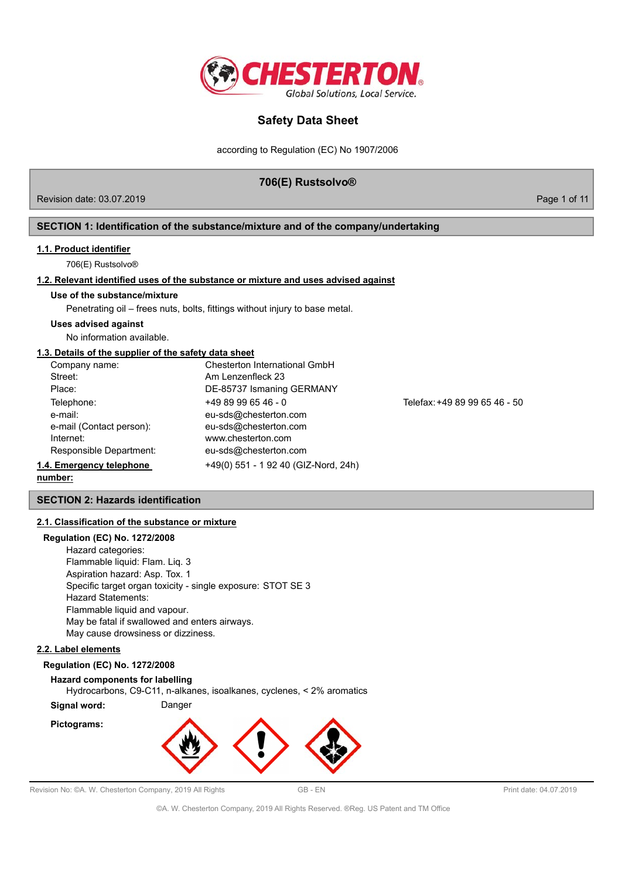# Safety Data Sheet

according to Regulation (EC) No 1907/2006

## 706(E) Rustsolvo®

Revision date: 03.07.2019

## SECTION 1: Identification of the substance/mixture and of the company/undertaking

### 1.1. Product identifier

706(E) Rustsolvo®

### 1.2. Relevant identified uses of the substance or mixture and uses advised against

**Use of the substance/mixture**

Penetrating oil – frees nuts, bolts, fittings without injury to base metal.

**Uses advised against**

No information available.

### 1.3. Details of the supplier of the safety data sheet

| | | |
|---|---|---|
| Company name: | Chesterton International GmbH | |
| Street: | Am Lenzenfleck 23 | |
| Place: | DE-85737 Ismaning GERMANY | |
| Telephone: | +49 89 99 65 46 - 0 | Telefax: +49 89 99 65 46 - 50 |
| e-mail: | eu-sds@chesterton.com | |
| e-mail (Contact person): | eu-sds@chesterton.com | |
| Internet: | www.chesterton.com | |
| Responsible Department: | eu-sds@chesterton.com | |

### 1.4. Emergency telephone number:

+49(0) 551 - 1 92 40 (GIZ-Nord, 24h)

## SECTION 2: Hazards identification

### 2.1. Classification of the substance or mixture

**Regulation (EC) No. 1272/2008**

Hazard categories:
Flammable liquid: Flam. Liq. 3
Aspiration hazard: Asp. Tox. 1
Specific target organ toxicity - single exposure: STOT SE 3
Hazard Statements:
Flammable liquid and vapour.
May be fatal if swallowed and enters airways.
May cause drowsiness or dizziness.

### 2.2. Label elements

**Regulation (EC) No. 1272/2008**

**Hazard components for labelling**

Hydrocarbons, C9-C11, n-alkanes, isoalkanes, cyclenes, < 2% aromatics

**Signal word:** Danger

**Pictograms:**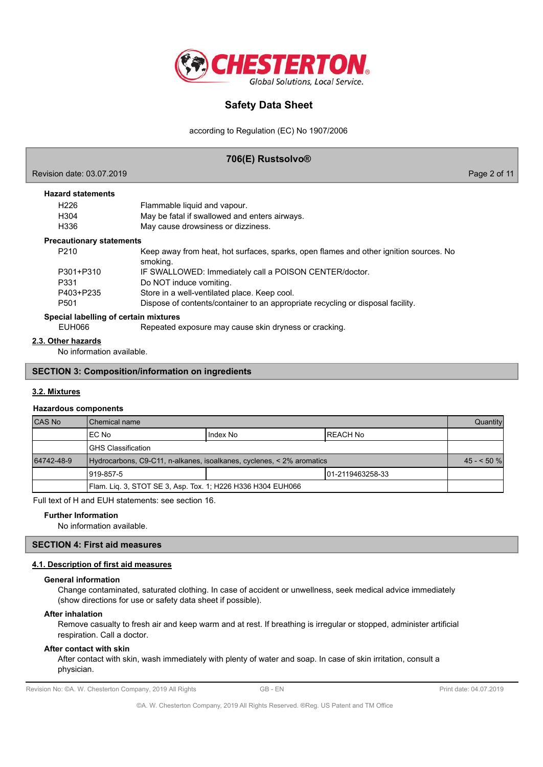**Hazard statements**

| | |
|---|---|
| H226 | Flammable liquid and vapour. |
| H304 | May be fatal if swallowed and enters airways. |
| H336 | May cause drowsiness or dizziness. |

**Precautionary statements**

| | |
|---|---|
| P210 | Keep away from heat, hot surfaces, sparks, open flames and other ignition sources. No smoking. |
| P301+P310 | IF SWALLOWED: Immediately call a POISON CENTER/doctor. |
| P331 | Do NOT induce vomiting. |
| P403+P235 | Store in a well-ventilated place. Keep cool. |
| P501 | Dispose of contents/container to an appropriate recycling or disposal facility. |

**Special labelling of certain mixtures**

| | |
|---|---|
| EUH066 | Repeated exposure may cause skin dryness or cracking. |

### 2.3. Other hazards

No information available.

## SECTION 3: Composition/information on ingredients

### 3.2. Mixtures

**Hazardous components**

| CAS No | Chemical name | | | Quantity |
|---|---|---|---|---|
| | EC No | Index No | REACH No | |
| | GHS Classification | | | |
| 64742-48-9 | Hydrocarbons, C9-C11, n-alkanes, isoalkanes, cyclenes, < 2% aromatics | | | 45 - < 50 % |
| | 919-857-5 | | 01-2119463258-33 | |
| | Flam. Liq. 3, STOT SE 3, Asp. Tox. 1; H226 H336 H304 EUH066 | | | |

Full text of H and EUH statements: see section 16.

**Further Information**

No information available.

## SECTION 4: First aid measures

### 4.1. Description of first aid measures

**General information**

Change contaminated, saturated clothing. In case of accident or unwellness, seek medical advice immediately (show directions for use or safety data sheet if possible).

**After inhalation**

Remove casualty to fresh air and keep warm and at rest. If breathing is irregular or stopped, administer artificial respiration. Call a doctor.

**After contact with skin**

After contact with skin, wash immediately with plenty of water and soap. In case of skin irritation, consult a physician.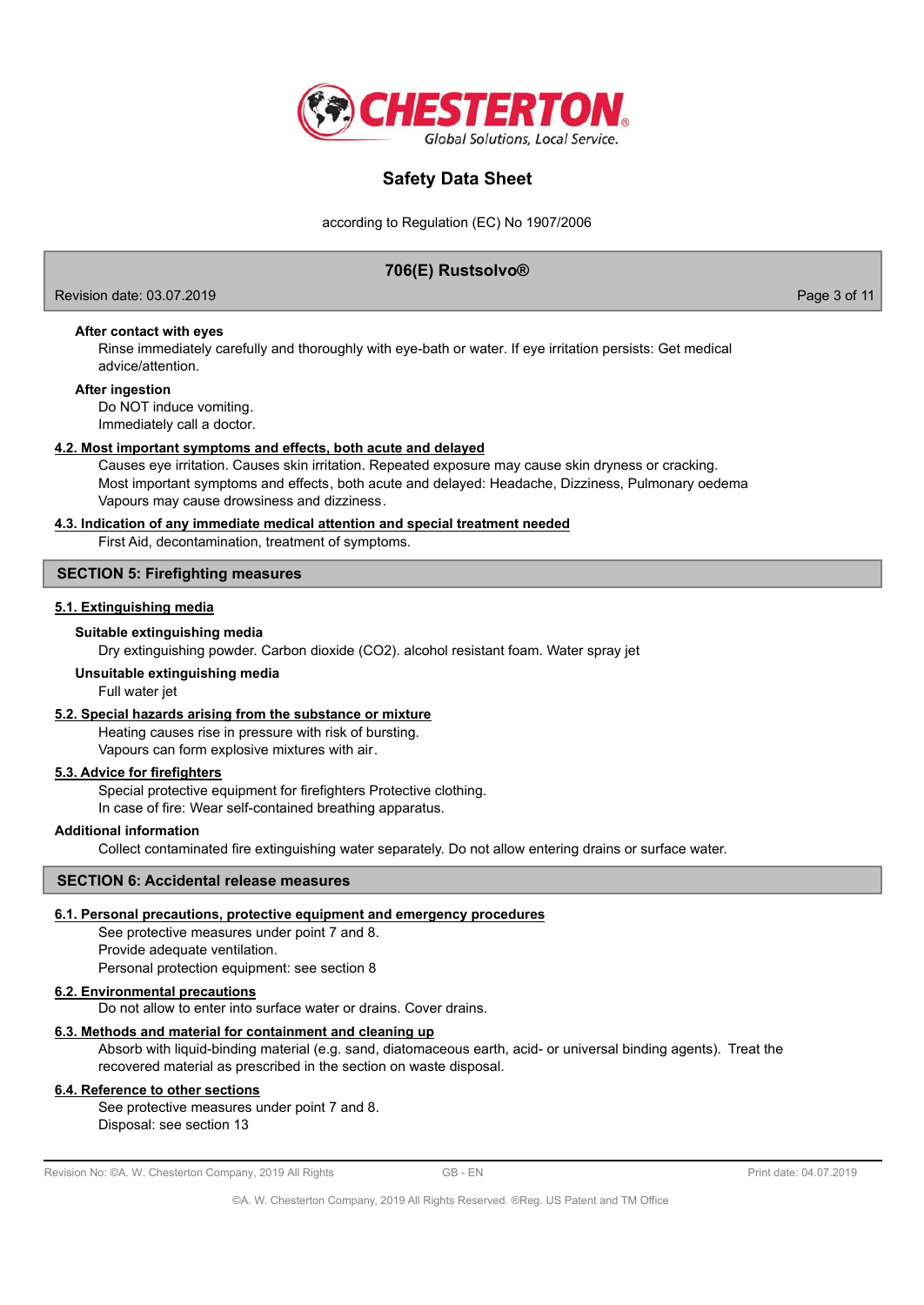**After contact with eyes**

Rinse immediately carefully and thoroughly with eye-bath or water. If eye irritation persists: Get medical advice/attention.

**After ingestion**

Do NOT induce vomiting.
Immediately call a doctor.

**4.2. Most important symptoms and effects, both acute and delayed**

Causes eye irritation. Causes skin irritation. Repeated exposure may cause skin dryness or cracking.
Most important symptoms and effects, both acute and delayed: Headache, Dizziness, Pulmonary oedema
Vapours may cause drowsiness and dizziness.

**4.3. Indication of any immediate medical attention and special treatment needed**

First Aid, decontamination, treatment of symptoms.

## SECTION 5: Firefighting measures

**5.1. Extinguishing media**

**Suitable extinguishing media**

Dry extinguishing powder. Carbon dioxide ($CO_2$). alcohol resistant foam. Water spray jet

**Unsuitable extinguishing media**

Full water jet

**5.2. Special hazards arising from the substance or mixture**

Heating causes rise in pressure with risk of bursting.
Vapours can form explosive mixtures with air.

**5.3. Advice for firefighters**

Special protective equipment for firefighters Protective clothing.
In case of fire: Wear self-contained breathing apparatus.

**Additional information**

Collect contaminated fire extinguishing water separately. Do not allow entering drains or surface water.

## SECTION 6: Accidental release measures

**6.1. Personal precautions, protective equipment and emergency procedures**

See protective measures under point 7 and 8.
Provide adequate ventilation.
Personal protection equipment: see section 8

**6.2. Environmental precautions**

Do not allow to enter into surface water or drains. Cover drains.

**6.3. Methods and material for containment and cleaning up**

Absorb with liquid-binding material (e.g. sand, diatomaceous earth, acid- or universal binding agents). Treat the recovered material as prescribed in the section on waste disposal.

**6.4. Reference to other sections**

See protective measures under point 7 and 8.
Disposal: see section 13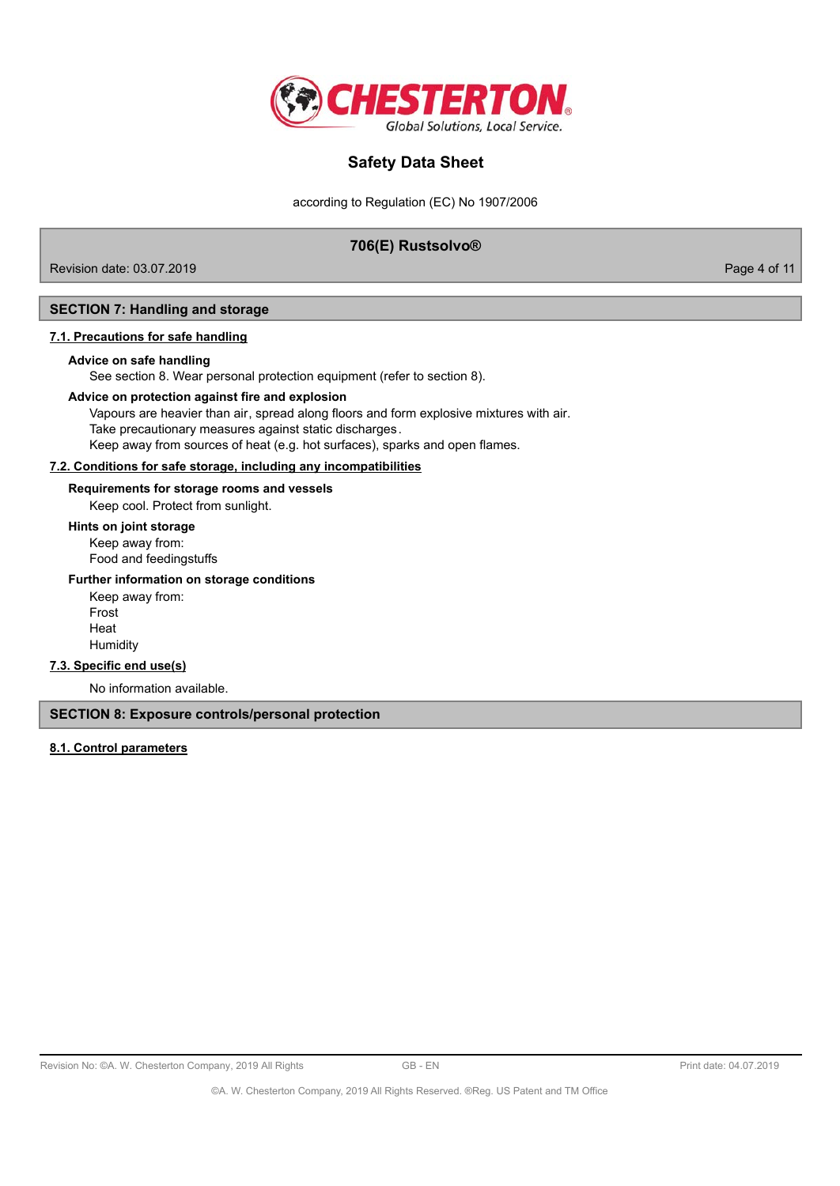## SECTION 7: Handling and storage

### 7.1. Precautions for safe handling

**Advice on safe handling**

See section 8. Wear personal protection equipment (refer to section 8).

**Advice on protection against fire and explosion**

Vapours are heavier than air, spread along floors and form explosive mixtures with air.
Take precautionary measures against static discharges.
Keep away from sources of heat (e.g. hot surfaces), sparks and open flames.

### 7.2. Conditions for safe storage, including any incompatibilities

**Requirements for storage rooms and vessels**

Keep cool. Protect from sunlight.

**Hints on joint storage**

Keep away from:
Food and feedingstuffs

**Further information on storage conditions**

Keep away from:
Frost
Heat
Humidity

### 7.3. Specific end use(s)

No information available.

## SECTION 8: Exposure controls/personal protection

### 8.1. Control parameters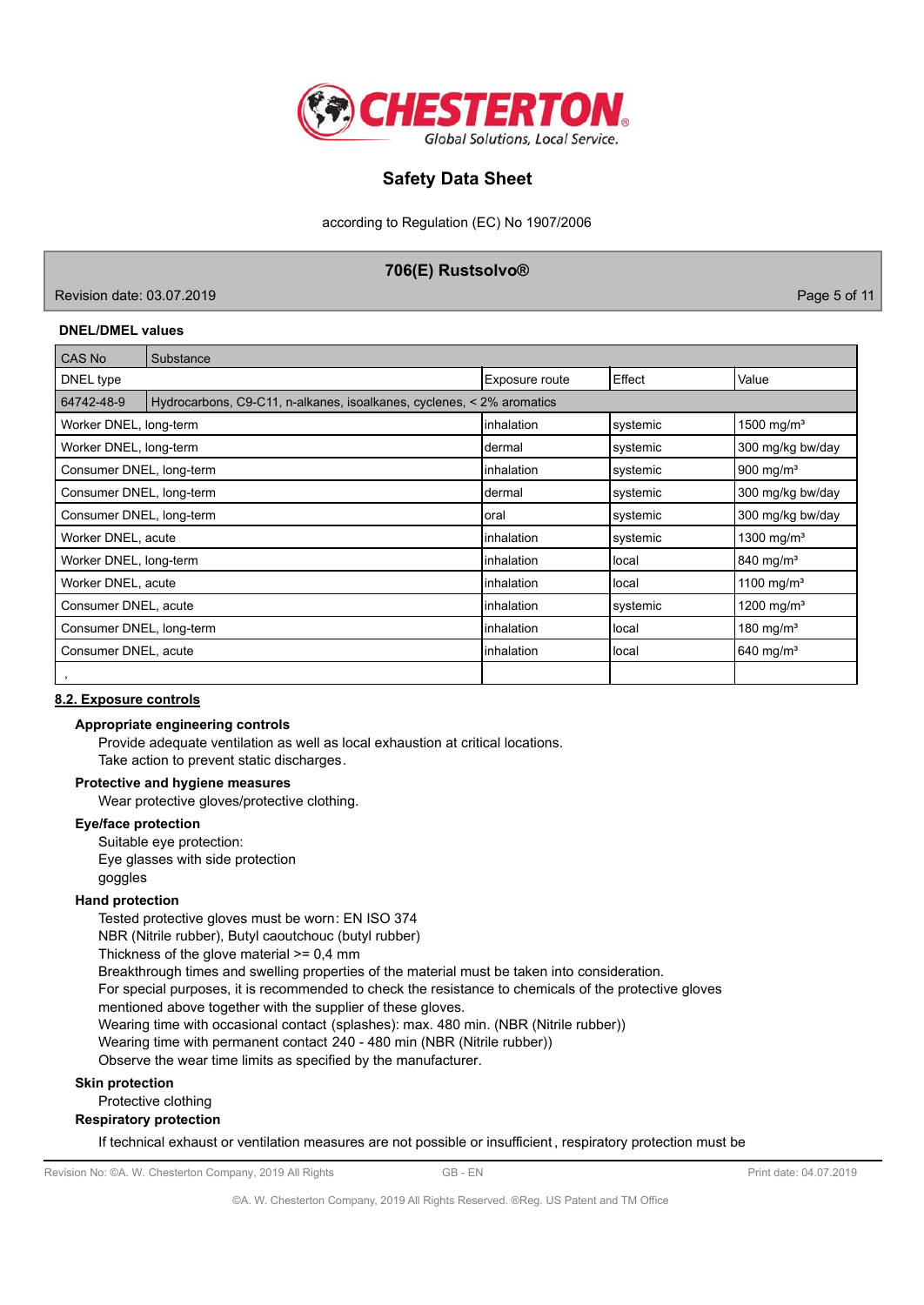**DNEL/DMEL values**

| CAS No | Substance | | | |
|---|---|---|---|---|
| DNEL type | | Exposure route | Effect | Value |
| 64742-48-9 | Hydrocarbons, C9-C11, n-alkanes, isoalkanes, cyclenes, < 2% aromatics | | | |
| Worker DNEL, long-term | | inhalation | systemic | 1500 mg/m³ |
| Worker DNEL, long-term | | dermal | systemic | 300 mg/kg bw/day |
| Consumer DNEL, long-term | | inhalation | systemic | 900 mg/m³ |
| Consumer DNEL, long-term | | dermal | systemic | 300 mg/kg bw/day |
| Consumer DNEL, long-term | | oral | systemic | 300 mg/kg bw/day |
| Worker DNEL, acute | | inhalation | systemic | 1300 mg/m³ |
| Worker DNEL, long-term | | inhalation | local | 840 mg/m³ |
| Worker DNEL, acute | | inhalation | local | 1100 mg/m³ |
| Consumer DNEL, acute | | inhalation | systemic | 1200 mg/m³ |
| Consumer DNEL, long-term | | inhalation | local | 180 mg/m³ |
| Consumer DNEL, acute | | inhalation | local | 640 mg/m³ |
| , | | | | |

## 8.2. Exposure controls

**Appropriate engineering controls**

Provide adequate ventilation as well as local exhaustion at critical locations.
Take action to prevent static discharges.

**Protective and hygiene measures**

Wear protective gloves/protective clothing.

**Eye/face protection**

Suitable eye protection:
Eye glasses with side protection
goggles

**Hand protection**

Tested protective gloves must be worn: EN ISO 374
NBR (Nitrile rubber), Butyl caoutchouc (butyl rubber)
Thickness of the glove material >= 0,4 mm
Breakthrough times and swelling properties of the material must be taken into consideration.
For special purposes, it is recommended to check the resistance to chemicals of the protective gloves mentioned above together with the supplier of these gloves.
Wearing time with occasional contact (splashes): max. 480 min. (NBR (Nitrile rubber))
Wearing time with permanent contact 240 - 480 min (NBR (Nitrile rubber))
Observe the wear time limits as specified by the manufacturer.

**Skin protection**

Protective clothing

**Respiratory protection**

If technical exhaust or ventilation measures are not possible or insufficient, respiratory protection must be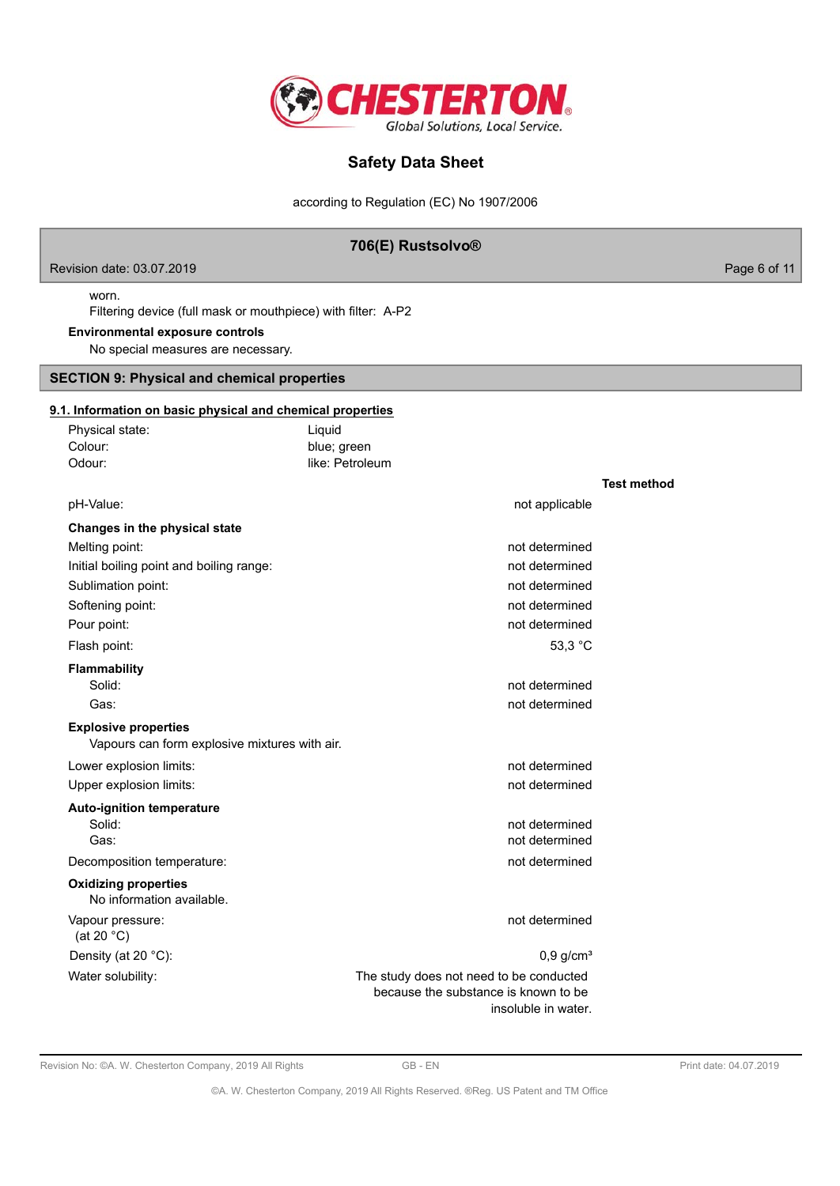worn.
Filtering device (full mask or mouthpiece) with filter: A-P2

**Environmental exposure controls**

No special measures are necessary.

## SECTION 9: Physical and chemical properties

### 9.1. Information on basic physical and chemical properties

Physical state: Liquid
Colour: blue; green
Odour: like: Petroleum

| | | Test method |
|---|---|---|
| pH-Value: | not applicable | |
| **Changes in the physical state** | | |
| Melting point: | not determined | |
| Initial boiling point and boiling range: | not determined | |
| Sublimation point: | not determined | |
| Softening point: | not determined | |
| Pour point: | not determined | |
| Flash point: | 53,3 °C | |
| **Flammability** | | |
| Solid: | not determined | |
| Gas: | not determined | |
| **Explosive properties** | | |
| Vapours can form explosive mixtures with air. | | |
| Lower explosion limits: | not determined | |
| Upper explosion limits: | not determined | |
| **Auto-ignition temperature** | | |
| Solid: | not determined | |
| Gas: | not determined | |
| Decomposition temperature: | not determined | |
| **Oxidizing properties** | | |
| No information available. | | |
| Vapour pressure: (at 20 °C) | not determined | |
| Density (at 20 °C): | 0,9 g/cm³ | |
| Water solubility: | The study does not need to be conducted because the substance is known to be insoluble in water. | |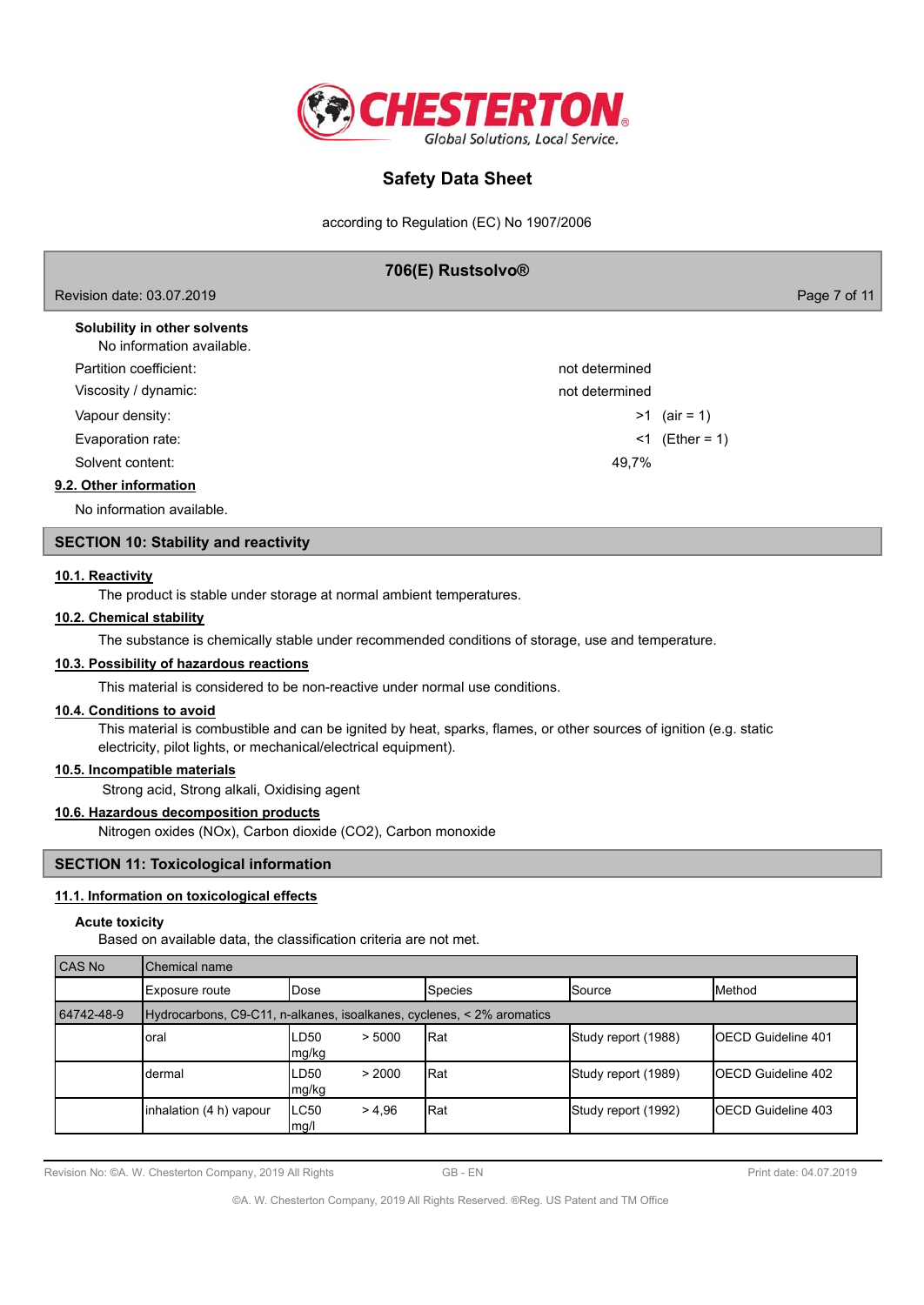**Solubility in other solvents**

No information available.

| | |
|---|---|
| Partition coefficient: | not determined |
| Viscosity / dynamic: | not determined |
| Vapour density: | >1 (air = 1) |
| Evaporation rate: | <1 (Ether = 1) |
| Solvent content: | 49,7% |

**9.2. Other information**

No information available.

## SECTION 10: Stability and reactivity

**10.1. Reactivity**

The product is stable under storage at normal ambient temperatures.

**10.2. Chemical stability**

The substance is chemically stable under recommended conditions of storage, use and temperature.

**10.3. Possibility of hazardous reactions**

This material is considered to be non-reactive under normal use conditions.

**10.4. Conditions to avoid**

This material is combustible and can be ignited by heat, sparks, flames, or other sources of ignition (e.g. static electricity, pilot lights, or mechanical/electrical equipment).

**10.5. Incompatible materials**

Strong acid, Strong alkali, Oxidising agent

**10.6. Hazardous decomposition products**

Nitrogen oxides (NOx), Carbon dioxide ($CO_2$), Carbon monoxide

## SECTION 11: Toxicological information

**11.1. Information on toxicological effects**

**Acute toxicity**

Based on available data, the classification criteria are not met.

| CAS No | Chemical name | | | | |
|---|---|---|---|---|---|
| | Exposure route | Dose | Species | Source | Method |
| 64742-48-9 | Hydrocarbons, C9-C11, n-alkanes, isoalkanes, cyclenes, < 2% aromatics | | | | |
| | oral | LD50 > 5000 mg/kg | Rat | Study report (1988) | OECD Guideline 401 |
| | dermal | LD50 > 2000 mg/kg | Rat | Study report (1989) | OECD Guideline 402 |
| | inhalation (4 h) vapour | LC50 > 4,96 mg/l | Rat | Study report (1992) | OECD Guideline 403 |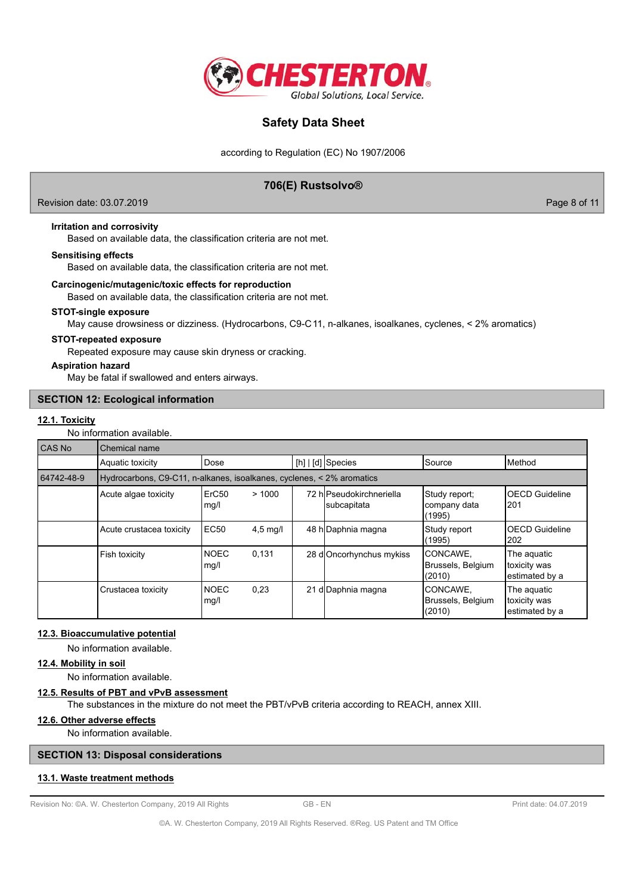#### Irritation and corrosivity

Based on available data, the classification criteria are not met.

#### Sensitising effects

Based on available data, the classification criteria are not met.

#### Carcinogenic/mutagenic/toxic effects for reproduction

Based on available data, the classification criteria are not met.

#### STOT-single exposure

May cause drowsiness or dizziness. (Hydrocarbons, C9-C 11, n-alkanes, isoalkanes, cyclenes, < 2% aromatics)

#### STOT-repeated exposure

Repeated exposure may cause skin dryness or cracking.

#### Aspiration hazard

May be fatal if swallowed and enters airways.

## SECTION 12: Ecological information

### 12.1. Toxicity

No information available.

| CAS No | Chemical name | | | | | | |
|---|---|---|---|---|---|---|---|
| | Aquatic toxicity | Dose | | [h] \| [d] | Species | Source | Method |
| 64742-48-9 | Hydrocarbons, C9-C11, n-alkanes, isoalkanes, cyclenes, < 2% aromatics | | | | | | |
| | Acute algae toxicity | ErC50 mg/l | > 1000 | 72 h | Pseudokirchneriella subcapitata | Study report; company data (1995) | OECD Guideline 201 |
| | Acute crustacea toxicity | EC50 | 4,5 mg/l | 48 h | Daphnia magna | Study report (1995) | OECD Guideline 202 |
| | Fish toxicity | NOEC mg/l | 0,131 | 28 d | Oncorhynchus mykiss | CONCAWE, Brussels, Belgium (2010) | The aquatic toxicity was estimated by a |
| | Crustacea toxicity | NOEC mg/l | 0,23 | 21 d | Daphnia magna | CONCAWE, Brussels, Belgium (2010) | The aquatic toxicity was estimated by a |

### 12.3. Bioaccumulative potential

No information available.

### 12.4. Mobility in soil

No information available.

### 12.5. Results of PBT and vPvB assessment

The substances in the mixture do not meet the PBT/vPvB criteria according to REACH, annex XIII.

### 12.6. Other adverse effects

No information available.

## SECTION 13: Disposal considerations

### 13.1. Waste treatment methods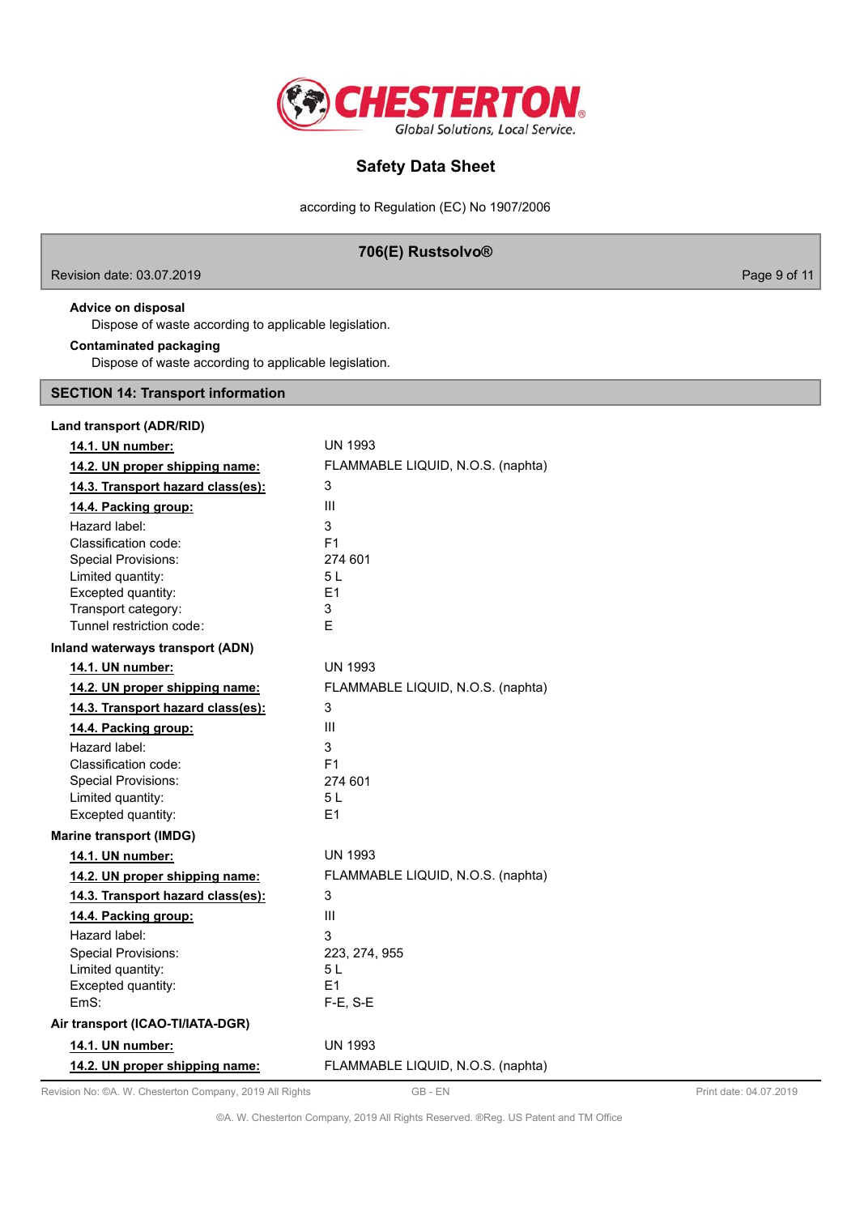**Advice on disposal**

Dispose of waste according to applicable legislation.

**Contaminated packaging**

Dispose of waste according to applicable legislation.

## SECTION 14: Transport information

**Land transport (ADR/RID)**

| | |
|---|---|
| **14.1. UN number:** | UN 1993 |
| **14.2. UN proper shipping name:** | FLAMMABLE LIQUID, N.O.S. (naphta) |
| **14.3. Transport hazard class(es):** | 3 |
| **14.4. Packing group:** | III |
| Hazard label: | 3 |
| Classification code: | F1 |
| Special Provisions: | 274 601 |
| Limited quantity: | 5 L |
| Excepted quantity: | E1 |
| Transport category: | 3 |
| Tunnel restriction code: | E |

**Inland waterways transport (ADN)**

| | |
|---|---|
| **14.1. UN number:** | UN 1993 |
| **14.2. UN proper shipping name:** | FLAMMABLE LIQUID, N.O.S. (naphta) |
| **14.3. Transport hazard class(es):** | 3 |
| **14.4. Packing group:** | III |
| Hazard label: | 3 |
| Classification code: | F1 |
| Special Provisions: | 274 601 |
| Limited quantity: | 5 L |
| Excepted quantity: | E1 |

**Marine transport (IMDG)**

| | |
|---|---|
| **14.1. UN number:** | UN 1993 |
| **14.2. UN proper shipping name:** | FLAMMABLE LIQUID, N.O.S. (naphta) |
| **14.3. Transport hazard class(es):** | 3 |
| **14.4. Packing group:** | III |
| Hazard label: | 3 |
| Special Provisions: | 223, 274, 955 |
| Limited quantity: | 5 L |
| Excepted quantity: | E1 |
| EmS: | F-E, S-E |

**Air transport (ICAO-TI/IATA-DGR)**

| | |
|---|---|
| **14.1. UN number:** | UN 1993 |
| **14.2. UN proper shipping name:** | FLAMMABLE LIQUID, N.O.S. (naphta) |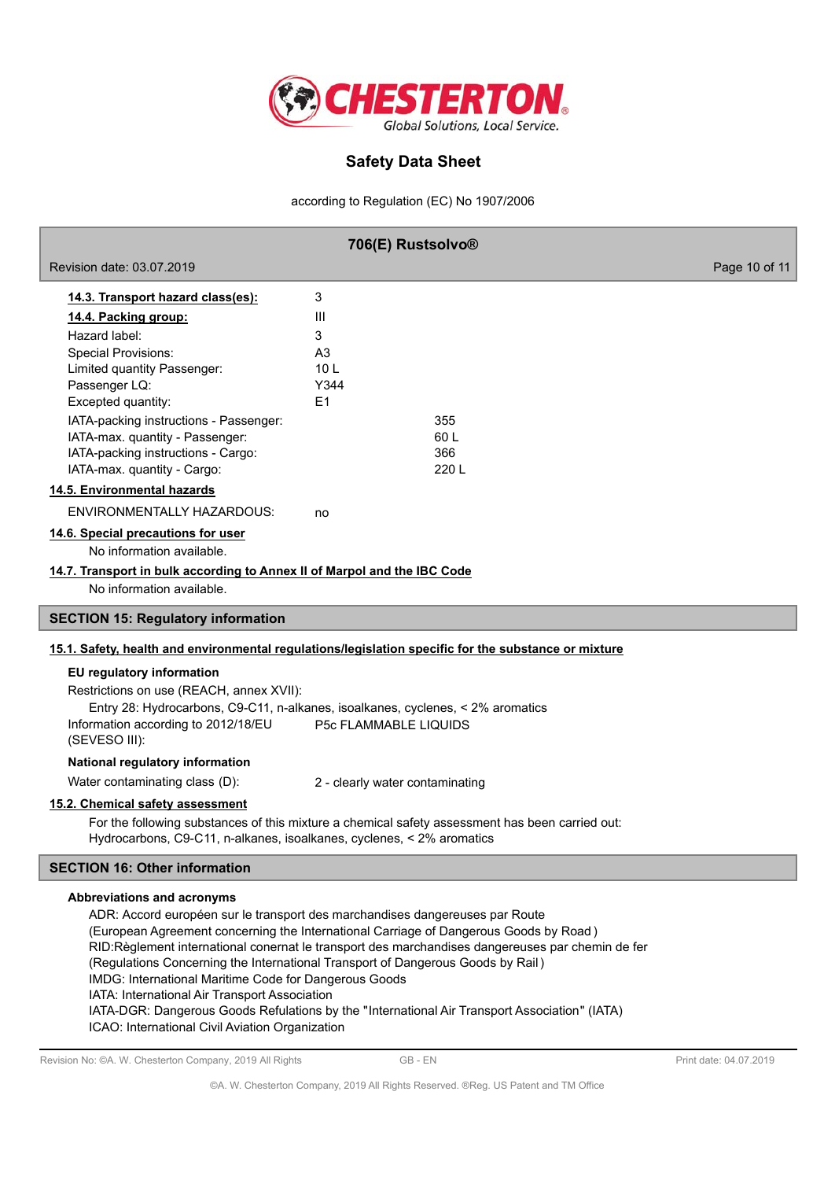**14.3. Transport hazard class(es):** 3

**14.4. Packing group:** III

Hazard label: 3

Special Provisions: A3

Limited quantity Passenger: 10 L

Passenger LQ: Y344

Excepted quantity: E1

IATA-packing instructions - Passenger: 355

IATA-max. quantity - Passenger: 60 L

IATA-packing instructions - Cargo: 366

IATA-max. quantity - Cargo: 220 L

**14.5. Environmental hazards**

ENVIRONMENTALLY HAZARDOUS: no

**14.6. Special precautions for user**

No information available.

**14.7. Transport in bulk according to Annex II of Marpol and the IBC Code**

No information available.

## SECTION 15: Regulatory information

**15.1. Safety, health and environmental regulations/legislation specific for the substance or mixture**

**EU regulatory information**

Restrictions on use (REACH, annex XVII):

Entry 28: Hydrocarbons, C9-C11, n-alkanes, isoalkanes, cyclenes, < 2% aromatics

Information according to 2012/18/EU (SEVESO III): P5c FLAMMABLE LIQUIDS

**National regulatory information**

Water contaminating class (D): 2 - clearly water contaminating

**15.2. Chemical safety assessment**

For the following substances of this mixture a chemical safety assessment has been carried out: Hydrocarbons, C9-C11, n-alkanes, isoalkanes, cyclenes, < 2% aromatics

## SECTION 16: Other information

**Abbreviations and acronyms**

ADR: Accord européen sur le transport des marchandises dangereuses par Route
(European Agreement concerning the International Carriage of Dangerous Goods by Road )
RID:Règlement international conernat le transport des marchandises dangereuses par chemin de fer
(Regulations Concerning the International Transport of Dangerous Goods by Rail )
IMDG: International Maritime Code for Dangerous Goods
IATA: International Air Transport Association
IATA-DGR: Dangerous Goods Refulations by the "International Air Transport Association" (IATA)
ICAO: International Civil Aviation Organization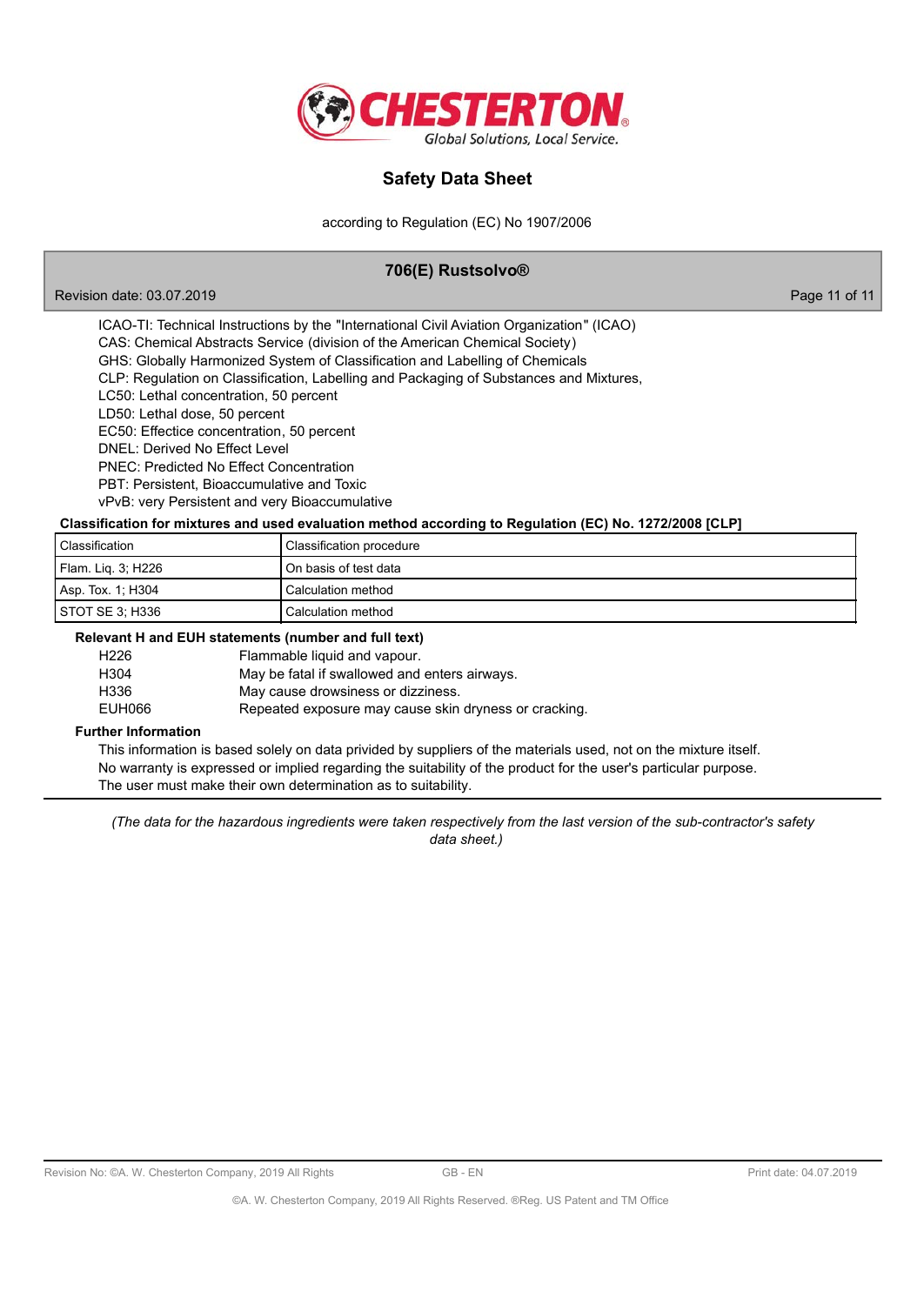ICAO-TI: Technical Instructions by the "International Civil Aviation Organization" (ICAO)
CAS: Chemical Abstracts Service (division of the American Chemical Society)
GHS: Globally Harmonized System of Classification and Labelling of Chemicals
CLP: Regulation on Classification, Labelling and Packaging of Substances and Mixtures,
LC50: Lethal concentration, 50 percent
LD50: Lethal dose, 50 percent
EC50: Effectice concentration, 50 percent
DNEL: Derived No Effect Level
PNEC: Predicted No Effect Concentration
PBT: Persistent, Bioaccumulative and Toxic
vPvB: very Persistent and very Bioaccumulative

**Classification for mixtures and used evaluation method according to Regulation (EC) No. 1272/2008 [CLP]**

| Classification | Classification procedure |
|---|---|
| Flam. Liq. 3; H226 | On basis of test data |
| Asp. Tox. 1; H304 | Calculation method |
| STOT SE 3; H336 | Calculation method |

**Relevant H and EUH statements (number and full text)**

| | |
|---|---|
| H226 | Flammable liquid and vapour. |
| H304 | May be fatal if swallowed and enters airways. |
| H336 | May cause drowsiness or dizziness. |
| EUH066 | Repeated exposure may cause skin dryness or cracking. |

**Further Information**

This information is based solely on data privided by suppliers of the materials used, not on the mixture itself.
No warranty is expressed or implied regarding the suitability of the product for the user's particular purpose.
The user must make their own determination as to suitability.

*(The data for the hazardous ingredients were taken respectively from the last version of the sub-contractor's safety data sheet.)*